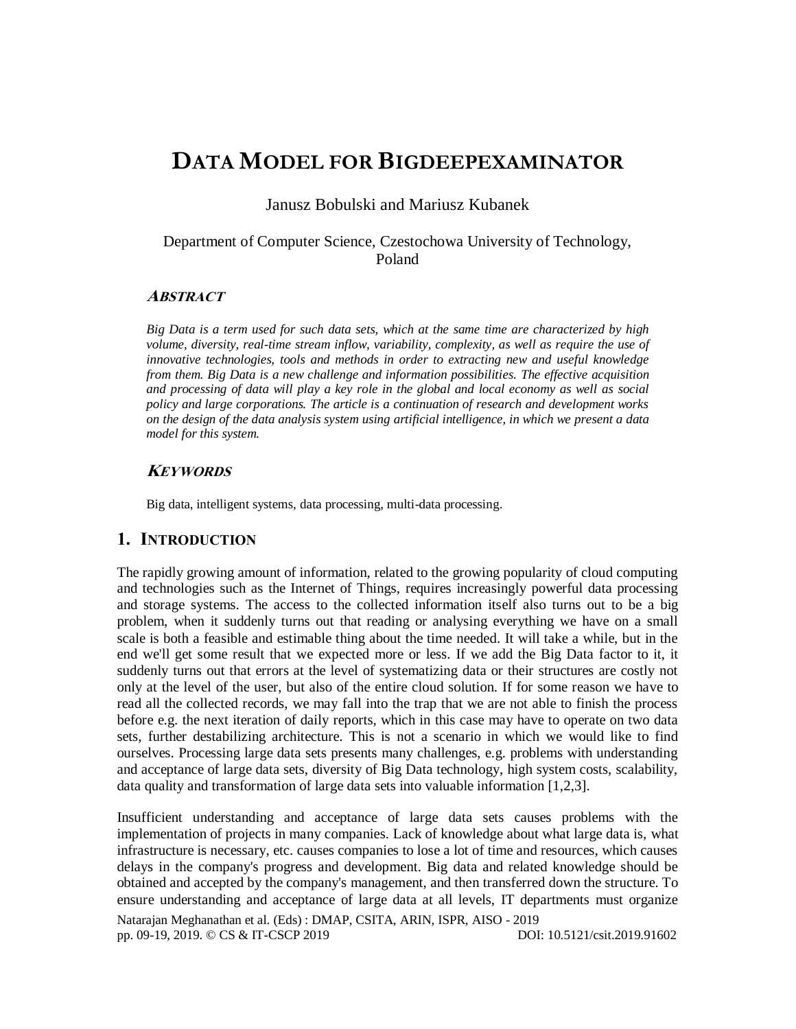# DATA MODEL FOR BIGDEEPEXAMINATOR

Janusz Bobulski and Mariusz Kubanek

Department of Computer Science, Czestochowa University of Technology, Poland

## ABSTRACT

*Big Data is a term used for such data sets, which at the same time are characterized by high volume, diversity, real-time stream inflow, variability, complexity, as well as require the use of innovative technologies, tools and methods in order to extracting new and useful knowledge from them. Big Data is a new challenge and information possibilities. The effective acquisition and processing of data will play a key role in the global and local economy as well as social policy and large corporations. The article is a continuation of research and development works on the design of the data analysis system using artificial intelligence, in which we present a data model for this system.*

## KEYWORDS

Big data, intelligent systems, data processing, multi-data processing.

## 1. INTRODUCTION

The rapidly growing amount of information, related to the growing popularity of cloud computing and technologies such as the Internet of Things, requires increasingly powerful data processing and storage systems. The access to the collected information itself also turns out to be a big problem, when it suddenly turns out that reading or analysing everything we have on a small scale is both a feasible and estimable thing about the time needed. It will take a while, but in the end we'll get some result that we expected more or less. If we add the Big Data factor to it, it suddenly turns out that errors at the level of systematizing data or their structures are costly not only at the level of the user, but also of the entire cloud solution. If for some reason we have to read all the collected records, we may fall into the trap that we are not able to finish the process before e.g. the next iteration of daily reports, which in this case may have to operate on two data sets, further destabilizing architecture. This is not a scenario in which we would like to find ourselves. Processing large data sets presents many challenges, e.g. problems with understanding and acceptance of large data sets, diversity of Big Data technology, high system costs, scalability, data quality and transformation of large data sets into valuable information [1,2,3].

Insufficient understanding and acceptance of large data sets causes problems with the implementation of projects in many companies. Lack of knowledge about what large data is, what infrastructure is necessary, etc. causes companies to lose a lot of time and resources, which causes delays in the company's progress and development. Big data and related knowledge should be obtained and accepted by the company's management, and then transferred down the structure. To ensure understanding and acceptance of large data at all levels, IT departments must organize

Natarajan Meghanathan et al. (Eds) : DMAP, CSITA, ARIN, ISPR, AISO - 2019
pp. 09-19, 2019. © CS & IT-CSCP 2019 DOI: 10.5121/csit.2019.91602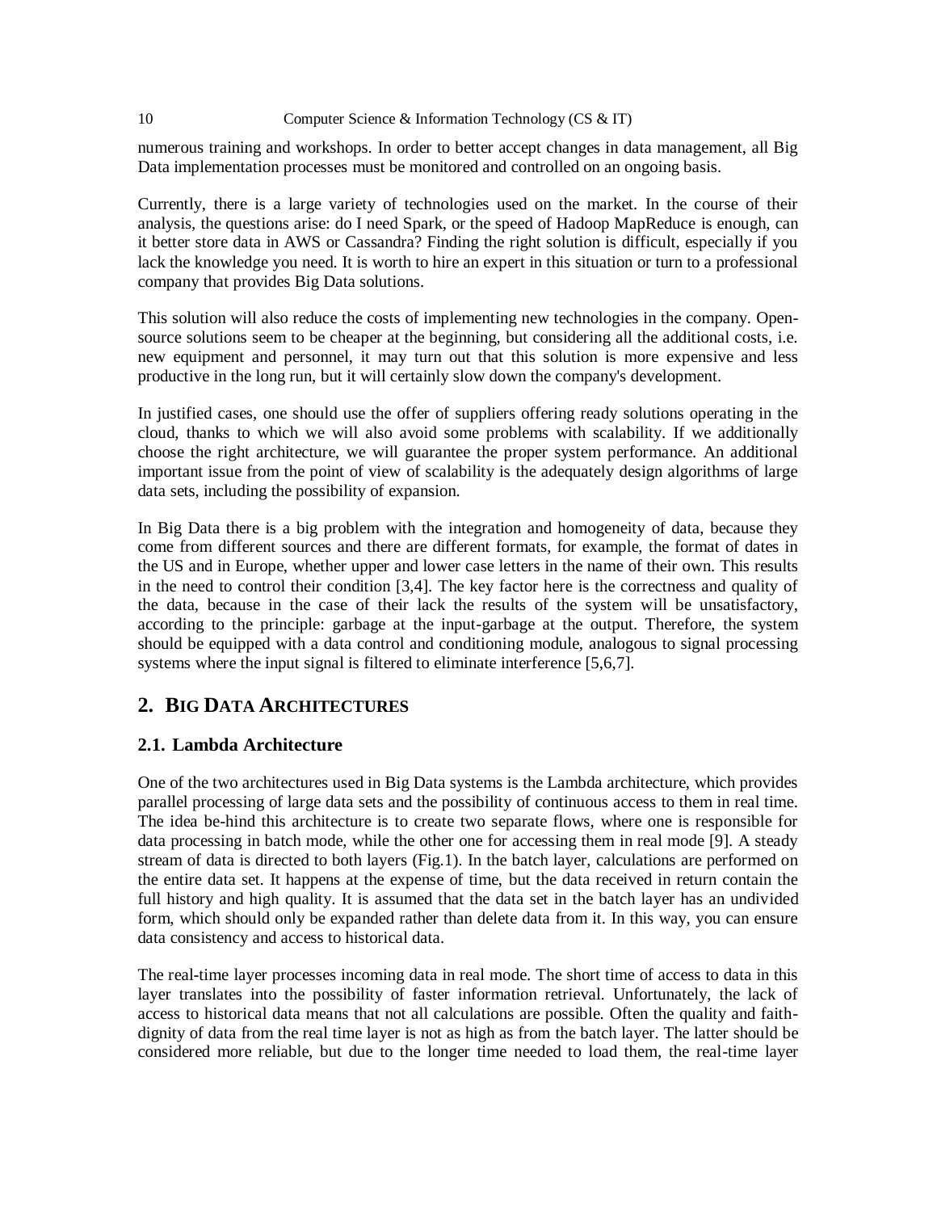numerous training and workshops. In order to better accept changes in data management, all Big Data implementation processes must be monitored and controlled on an ongoing basis.

Currently, there is a large variety of technologies used on the market. In the course of their analysis, the questions arise: do I need Spark, or the speed of Hadoop MapReduce is enough, can it better store data in AWS or Cassandra? Finding the right solution is difficult, especially if you lack the knowledge you need. It is worth to hire an expert in this situation or turn to a professional company that provides Big Data solutions.

This solution will also reduce the costs of implementing new technologies in the company. Open-source solutions seem to be cheaper at the beginning, but considering all the additional costs, i.e. new equipment and personnel, it may turn out that this solution is more expensive and less productive in the long run, but it will certainly slow down the company's development.

In justified cases, one should use the offer of suppliers offering ready solutions operating in the cloud, thanks to which we will also avoid some problems with scalability. If we additionally choose the right architecture, we will guarantee the proper system performance. An additional important issue from the point of view of scalability is the adequately design algorithms of large data sets, including the possibility of expansion.

In Big Data there is a big problem with the integration and homogeneity of data, because they come from different sources and there are different formats, for example, the format of dates in the US and in Europe, whether upper and lower case letters in the name of their own. This results in the need to control their condition [3,4]. The key factor here is the correctness and quality of the data, because in the case of their lack the results of the system will be unsatisfactory, according to the principle: garbage at the input-garbage at the output. Therefore, the system should be equipped with a data control and conditioning module, analogous to signal processing systems where the input signal is filtered to eliminate interference [5,6,7].

## 2. BIG DATA ARCHITECTURES

### 2.1. Lambda Architecture

One of the two architectures used in Big Data systems is the Lambda architecture, which provides parallel processing of large data sets and the possibility of continuous access to them in real time. The idea be-hind this architecture is to create two separate flows, where one is responsible for data processing in batch mode, while the other one for accessing them in real mode [9]. A steady stream of data is directed to both layers (Fig.1). In the batch layer, calculations are performed on the entire data set. It happens at the expense of time, but the data received in return contain the full history and high quality. It is assumed that the data set in the batch layer has an undivided form, which should only be expanded rather than delete data from it. In this way, you can ensure data consistency and access to historical data.

The real-time layer processes incoming data in real mode. The short time of access to data in this layer translates into the possibility of faster information retrieval. Unfortunately, the lack of access to historical data means that not all calculations are possible. Often the quality and faith-dignity of data from the real time layer is not as high as from the batch layer. The latter should be considered more reliable, but due to the longer time needed to load them, the real-time layer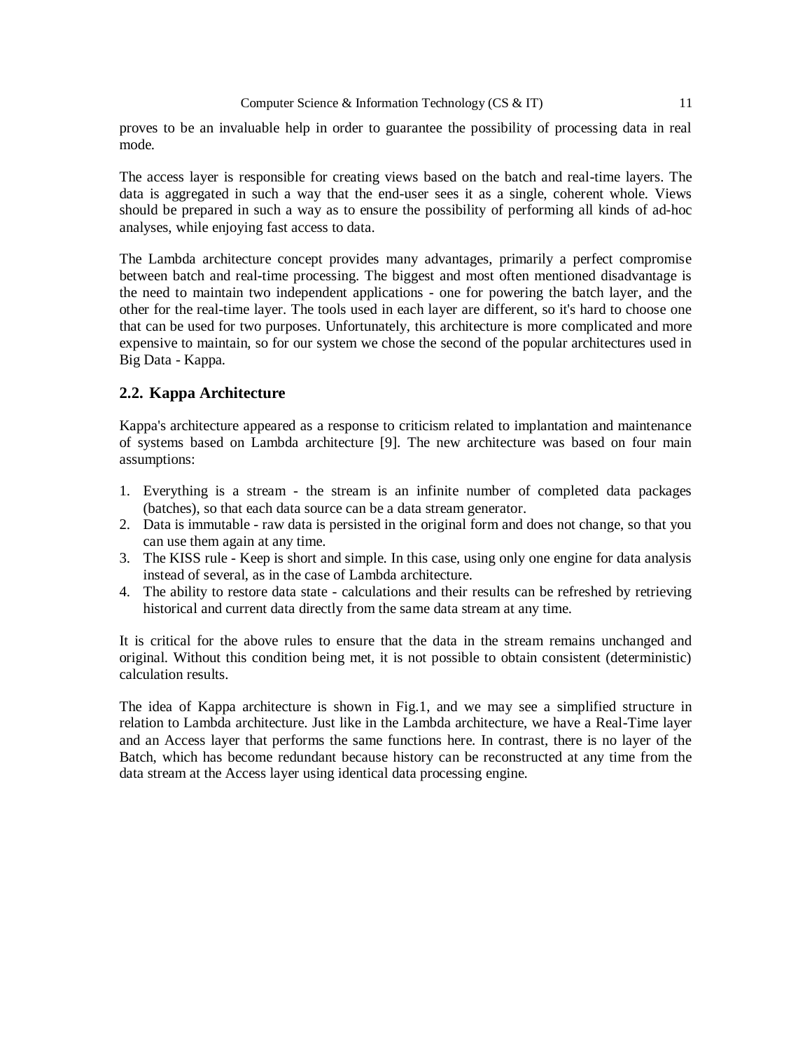proves to be an invaluable help in order to guarantee the possibility of processing data in real mode.

The access layer is responsible for creating views based on the batch and real-time layers. The data is aggregated in such a way that the end-user sees it as a single, coherent whole. Views should be prepared in such a way as to ensure the possibility of performing all kinds of ad-hoc analyses, while enjoying fast access to data.

The Lambda architecture concept provides many advantages, primarily a perfect compromise between batch and real-time processing. The biggest and most often mentioned disadvantage is the need to maintain two independent applications - one for powering the batch layer, and the other for the real-time layer. The tools used in each layer are different, so it's hard to choose one that can be used for two purposes. Unfortunately, this architecture is more complicated and more expensive to maintain, so for our system we chose the second of the popular architectures used in Big Data - Kappa.

## 2.2. Kappa Architecture

Kappa's architecture appeared as a response to criticism related to implantation and maintenance of systems based on Lambda architecture [9]. The new architecture was based on four main assumptions:

1. Everything is a stream - the stream is an infinite number of completed data packages (batches), so that each data source can be a data stream generator.
2. Data is immutable - raw data is persisted in the original form and does not change, so that you can use them again at any time.
3. The KISS rule - Keep is short and simple. In this case, using only one engine for data analysis instead of several, as in the case of Lambda architecture.
4. The ability to restore data state - calculations and their results can be refreshed by retrieving historical and current data directly from the same data stream at any time.

It is critical for the above rules to ensure that the data in the stream remains unchanged and original. Without this condition being met, it is not possible to obtain consistent (deterministic) calculation results.

The idea of Kappa architecture is shown in Fig.1, and we may see a simplified structure in relation to Lambda architecture. Just like in the Lambda architecture, we have a Real-Time layer and an Access layer that performs the same functions here. In contrast, there is no layer of the Batch, which has become redundant because history can be reconstructed at any time from the data stream at the Access layer using identical data processing engine.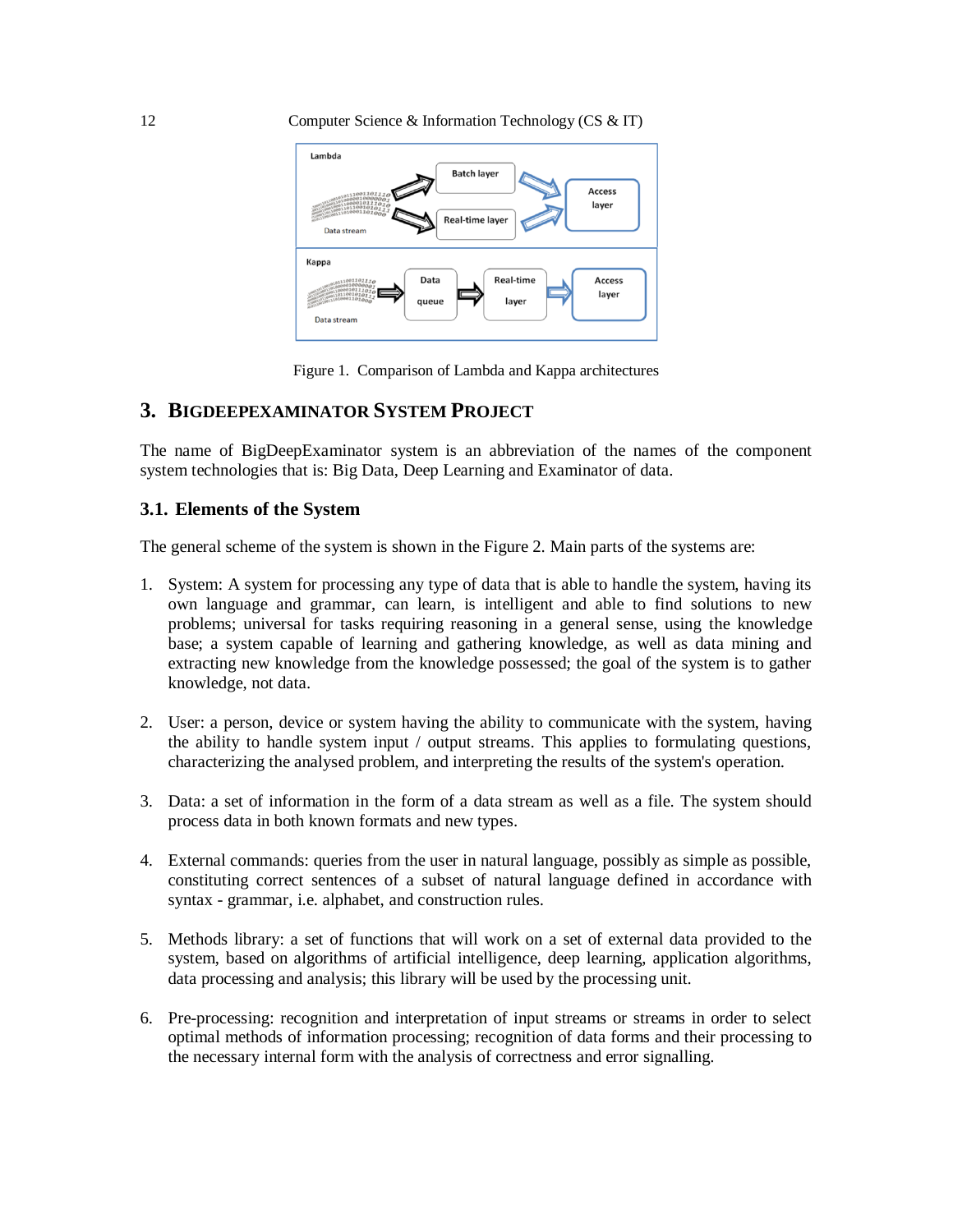Figure 1. Comparison of Lambda and Kappa architectures

## 3. BIGDEEPEXAMINATOR SYSTEM PROJECT

The name of BigDeepExaminator system is an abbreviation of the names of the component system technologies that is: Big Data, Deep Learning and Examinator of data.

### 3.1. Elements of the System

The general scheme of the system is shown in the Figure 2. Main parts of the systems are:

1. System: A system for processing any type of data that is able to handle the system, having its own language and grammar, can learn, is intelligent and able to find solutions to new problems; universal for tasks requiring reasoning in a general sense, using the knowledge base; a system capable of learning and gathering knowledge, as well as data mining and extracting new knowledge from the knowledge possessed; the goal of the system is to gather knowledge, not data.

2. User: a person, device or system having the ability to communicate with the system, having the ability to handle system input / output streams. This applies to formulating questions, characterizing the analysed problem, and interpreting the results of the system's operation.

3. Data: a set of information in the form of a data stream as well as a file. The system should process data in both known formats and new types.

4. External commands: queries from the user in natural language, possibly as simple as possible, constituting correct sentences of a subset of natural language defined in accordance with syntax - grammar, i.e. alphabet, and construction rules.

5. Methods library: a set of functions that will work on a set of external data provided to the system, based on algorithms of artificial intelligence, deep learning, application algorithms, data processing and analysis; this library will be used by the processing unit.

6. Pre-processing: recognition and interpretation of input streams or streams in order to select optimal methods of information processing; recognition of data forms and their processing to the necessary internal form with the analysis of correctness and error signalling.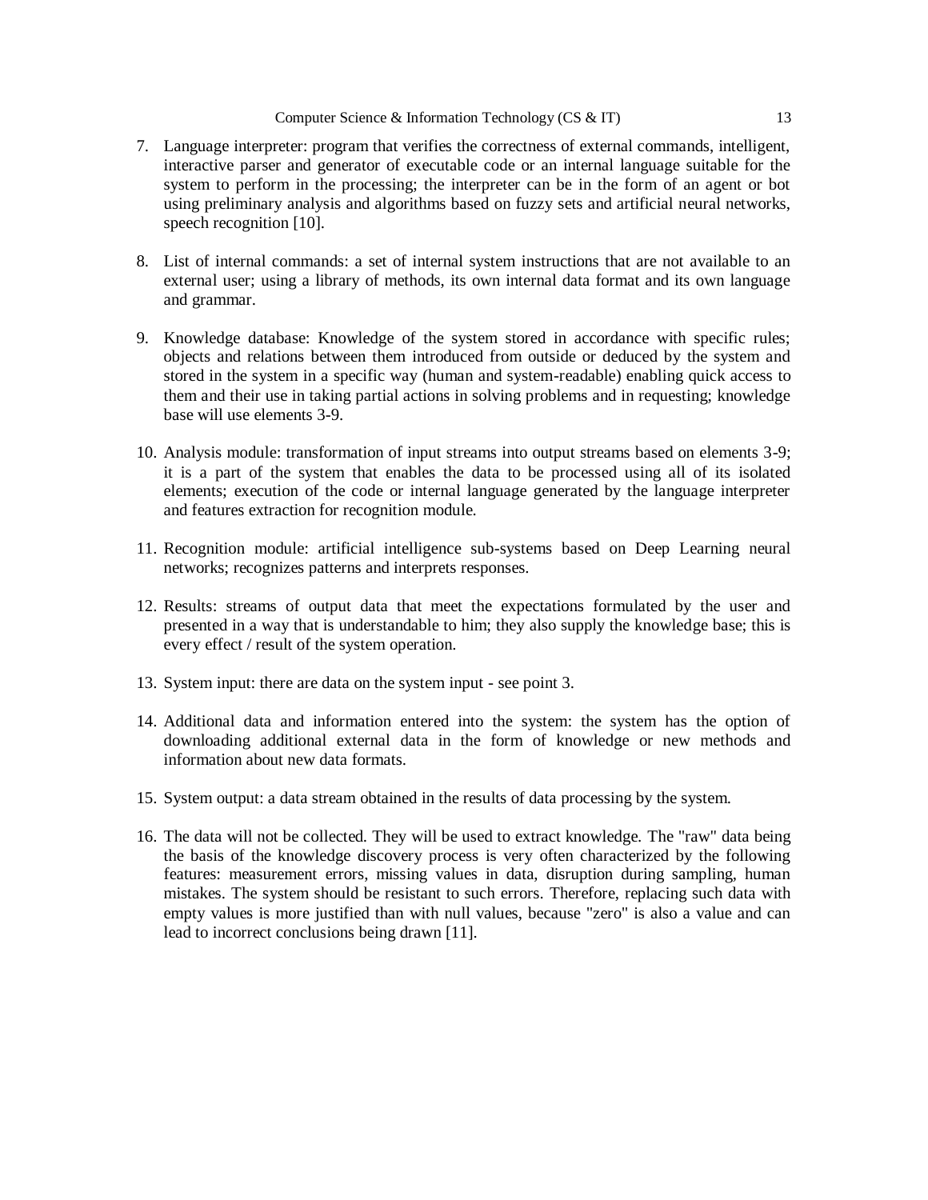7. Language interpreter: program that verifies the correctness of external commands, intelligent, interactive parser and generator of executable code or an internal language suitable for the system to perform in the processing; the interpreter can be in the form of an agent or bot using preliminary analysis and algorithms based on fuzzy sets and artificial neural networks, speech recognition [10].

8. List of internal commands: a set of internal system instructions that are not available to an external user; using a library of methods, its own internal data format and its own language and grammar.

9. Knowledge database: Knowledge of the system stored in accordance with specific rules; objects and relations between them introduced from outside or deduced by the system and stored in the system in a specific way (human and system-readable) enabling quick access to them and their use in taking partial actions in solving problems and in requesting; knowledge base will use elements 3-9.

10. Analysis module: transformation of input streams into output streams based on elements 3-9; it is a part of the system that enables the data to be processed using all of its isolated elements; execution of the code or internal language generated by the language interpreter and features extraction for recognition module.

11. Recognition module: artificial intelligence sub-systems based on Deep Learning neural networks; recognizes patterns and interprets responses.

12. Results: streams of output data that meet the expectations formulated by the user and presented in a way that is understandable to him; they also supply the knowledge base; this is every effect / result of the system operation.

13. System input: there are data on the system input - see point 3.

14. Additional data and information entered into the system: the system has the option of downloading additional external data in the form of knowledge or new methods and information about new data formats.

15. System output: a data stream obtained in the results of data processing by the system.

16. The data will not be collected. They will be used to extract knowledge. The "raw" data being the basis of the knowledge discovery process is very often characterized by the following features: measurement errors, missing values in data, disruption during sampling, human mistakes. The system should be resistant to such errors. Therefore, replacing such data with empty values is more justified than with null values, because "zero" is also a value and can lead to incorrect conclusions being drawn [11].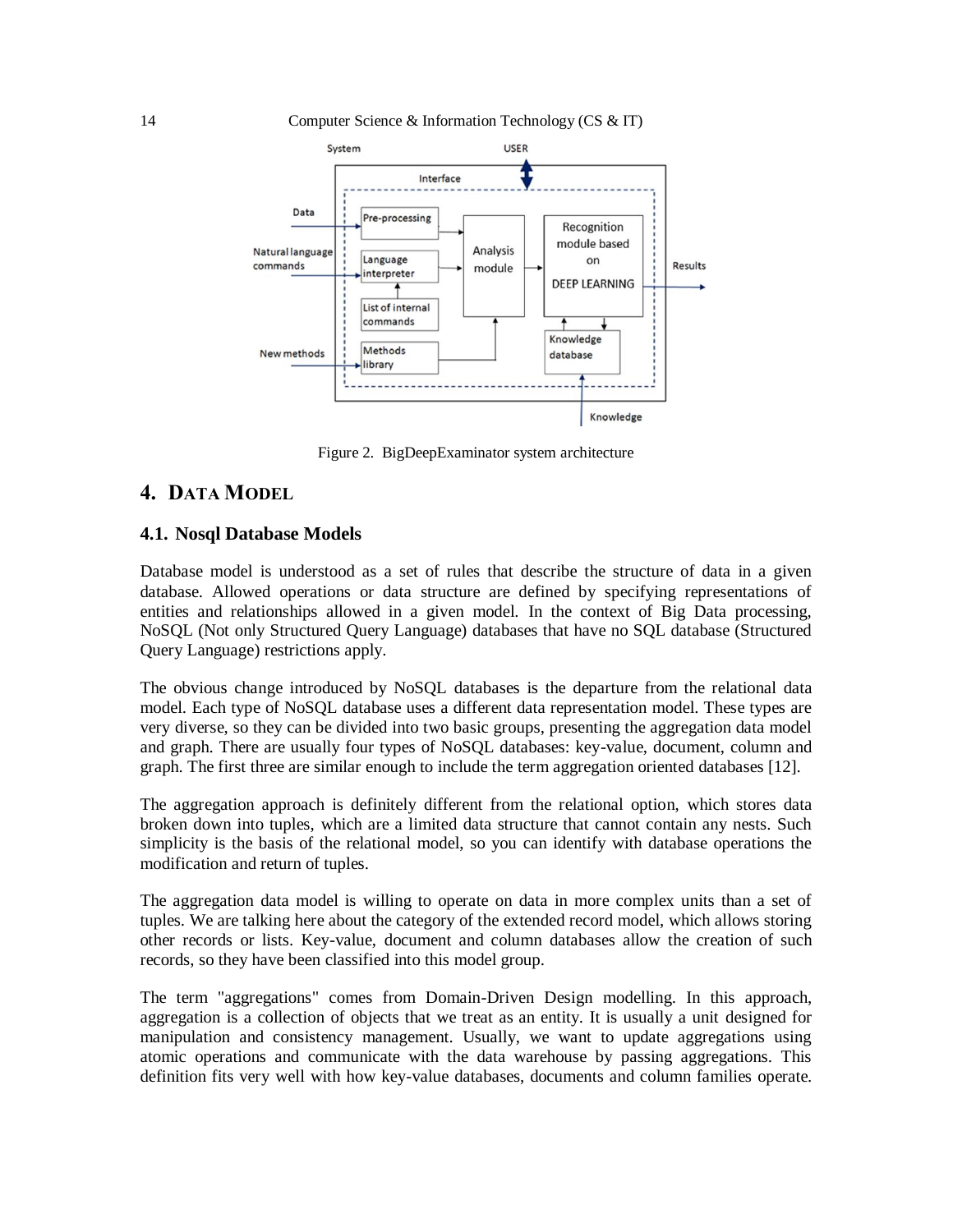Figure 2. BigDeepExaminator system architecture

## 4. DATA MODEL

### 4.1. Nosql Database Models

Database model is understood as a set of rules that describe the structure of data in a given database. Allowed operations or data structure are defined by specifying representations of entities and relationships allowed in a given model. In the context of Big Data processing, NoSQL (Not only Structured Query Language) databases that have no SQL database (Structured Query Language) restrictions apply.

The obvious change introduced by NoSQL databases is the departure from the relational data model. Each type of NoSQL database uses a different data representation model. These types are very diverse, so they can be divided into two basic groups, presenting the aggregation data model and graph. There are usually four types of NoSQL databases: key-value, document, column and graph. The first three are similar enough to include the term aggregation oriented databases [12].

The aggregation approach is definitely different from the relational option, which stores data broken down into tuples, which are a limited data structure that cannot contain any nests. Such simplicity is the basis of the relational model, so you can identify with database operations the modification and return of tuples.

The aggregation data model is willing to operate on data in more complex units than a set of tuples. We are talking here about the category of the extended record model, which allows storing other records or lists. Key-value, document and column databases allow the creation of such records, so they have been classified into this model group.

The term "aggregations" comes from Domain-Driven Design modelling. In this approach, aggregation is a collection of objects that we treat as an entity. It is usually a unit designed for manipulation and consistency management. Usually, we want to update aggregations using atomic operations and communicate with the data warehouse by passing aggregations. This definition fits very well with how key-value databases, documents and column families operate.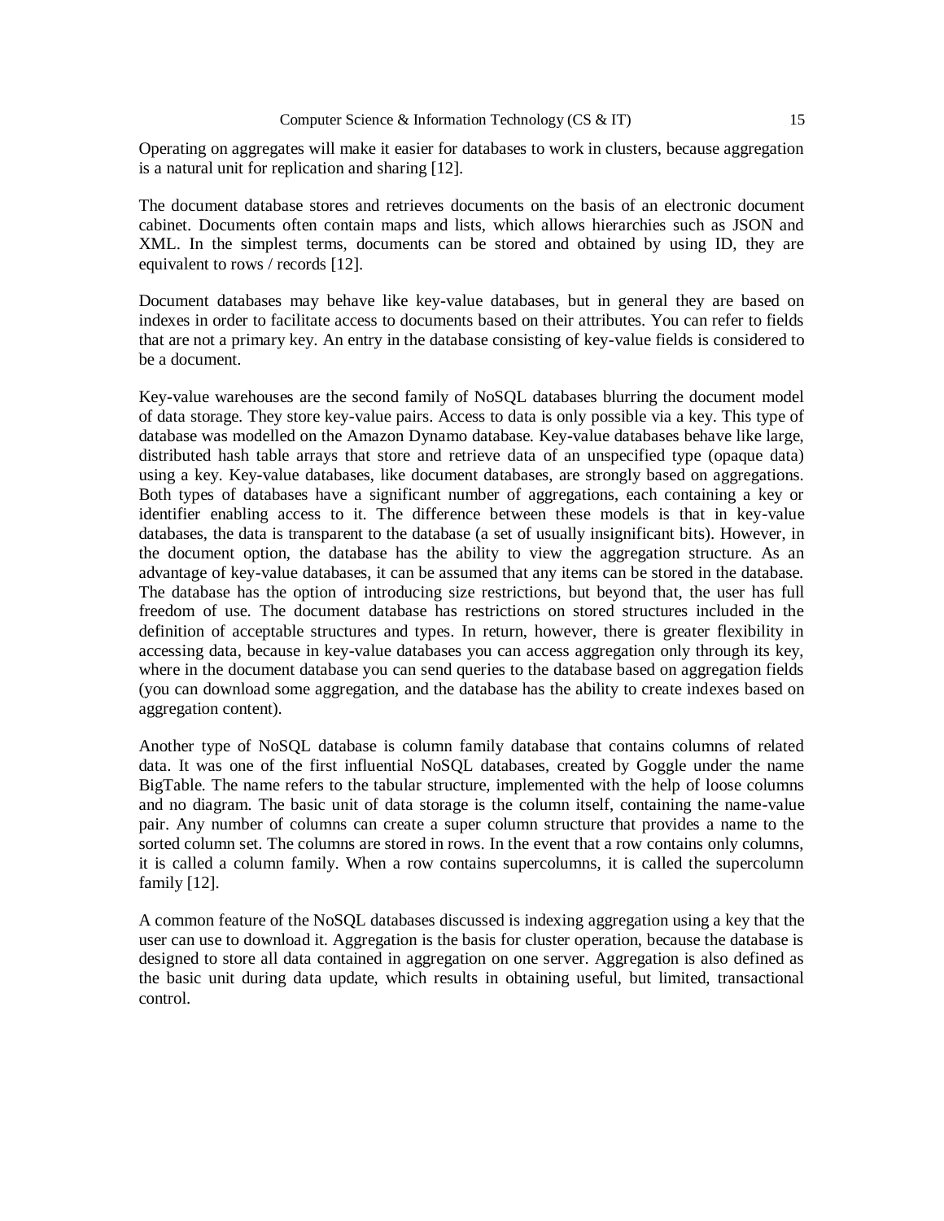Operating on aggregates will make it easier for databases to work in clusters, because aggregation is a natural unit for replication and sharing [12].

The document database stores and retrieves documents on the basis of an electronic document cabinet. Documents often contain maps and lists, which allows hierarchies such as JSON and XML. In the simplest terms, documents can be stored and obtained by using ID, they are equivalent to rows / records [12].

Document databases may behave like key-value databases, but in general they are based on indexes in order to facilitate access to documents based on their attributes. You can refer to fields that are not a primary key. An entry in the database consisting of key-value fields is considered to be a document.

Key-value warehouses are the second family of NoSQL databases blurring the document model of data storage. They store key-value pairs. Access to data is only possible via a key. This type of database was modelled on the Amazon Dynamo database. Key-value databases behave like large, distributed hash table arrays that store and retrieve data of an unspecified type (opaque data) using a key. Key-value databases, like document databases, are strongly based on aggregations. Both types of databases have a significant number of aggregations, each containing a key or identifier enabling access to it. The difference between these models is that in key-value databases, the data is transparent to the database (a set of usually insignificant bits). However, in the document option, the database has the ability to view the aggregation structure. As an advantage of key-value databases, it can be assumed that any items can be stored in the database. The database has the option of introducing size restrictions, but beyond that, the user has full freedom of use. The document database has restrictions on stored structures included in the definition of acceptable structures and types. In return, however, there is greater flexibility in accessing data, because in key-value databases you can access aggregation only through its key, where in the document database you can send queries to the database based on aggregation fields (you can download some aggregation, and the database has the ability to create indexes based on aggregation content).

Another type of NoSQL database is column family database that contains columns of related data. It was one of the first influential NoSQL databases, created by Goggle under the name BigTable. The name refers to the tabular structure, implemented with the help of loose columns and no diagram. The basic unit of data storage is the column itself, containing the name-value pair. Any number of columns can create a super column structure that provides a name to the sorted column set. The columns are stored in rows. In the event that a row contains only columns, it is called a column family. When a row contains supercolumns, it is called the supercolumn family [12].

A common feature of the NoSQL databases discussed is indexing aggregation using a key that the user can use to download it. Aggregation is the basis for cluster operation, because the database is designed to store all data contained in aggregation on one server. Aggregation is also defined as the basic unit during data update, which results in obtaining useful, but limited, transactional control.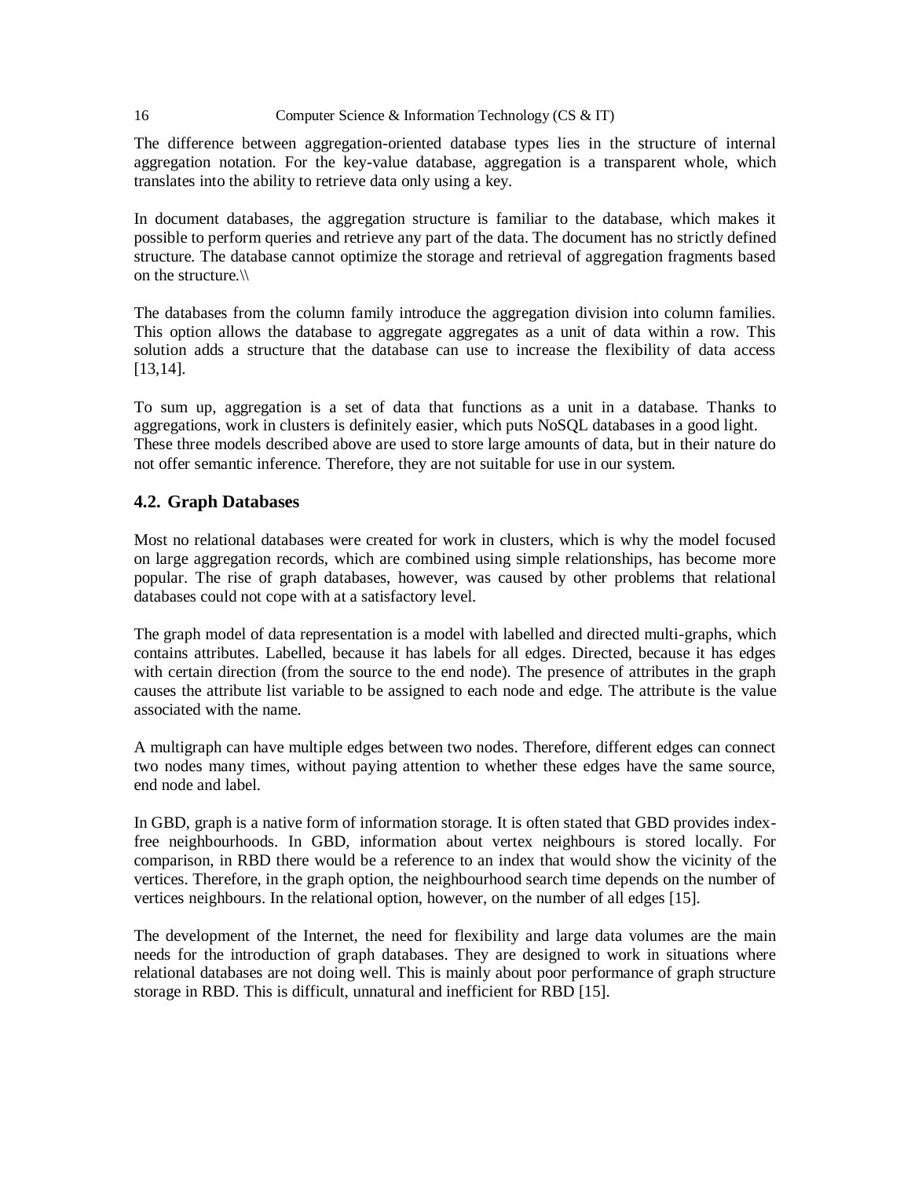The difference between aggregation-oriented database types lies in the structure of internal aggregation notation. For the key-value database, aggregation is a transparent whole, which translates into the ability to retrieve data only using a key.

In document databases, the aggregation structure is familiar to the database, which makes it possible to perform queries and retrieve any part of the data. The document has no strictly defined structure. The database cannot optimize the storage and retrieval of aggregation fragments based on the structure.\\

The databases from the column family introduce the aggregation division into column families. This option allows the database to aggregate aggregates as a unit of data within a row. This solution adds a structure that the database can use to increase the flexibility of data access [13,14].

To sum up, aggregation is a set of data that functions as a unit in a database. Thanks to aggregations, work in clusters is definitely easier, which puts NoSQL databases in a good light. These three models described above are used to store large amounts of data, but in their nature do not offer semantic inference. Therefore, they are not suitable for use in our system.

### 4.2. Graph Databases

Most no relational databases were created for work in clusters, which is why the model focused on large aggregation records, which are combined using simple relationships, has become more popular. The rise of graph databases, however, was caused by other problems that relational databases could not cope with at a satisfactory level.

The graph model of data representation is a model with labelled and directed multi-graphs, which contains attributes. Labelled, because it has labels for all edges. Directed, because it has edges with certain direction (from the source to the end node). The presence of attributes in the graph causes the attribute list variable to be assigned to each node and edge. The attribute is the value associated with the name.

A multigraph can have multiple edges between two nodes. Therefore, different edges can connect two nodes many times, without paying attention to whether these edges have the same source, end node and label.

In GBD, graph is a native form of information storage. It is often stated that GBD provides index-free neighbourhoods. In GBD, information about vertex neighbours is stored locally. For comparison, in RBD there would be a reference to an index that would show the vicinity of the vertices. Therefore, in the graph option, the neighbourhood search time depends on the number of vertices neighbours. In the relational option, however, on the number of all edges [15].

The development of the Internet, the need for flexibility and large data volumes are the main needs for the introduction of graph databases. They are designed to work in situations where relational databases are not doing well. This is mainly about poor performance of graph structure storage in RBD. This is difficult, unnatural and inefficient for RBD [15].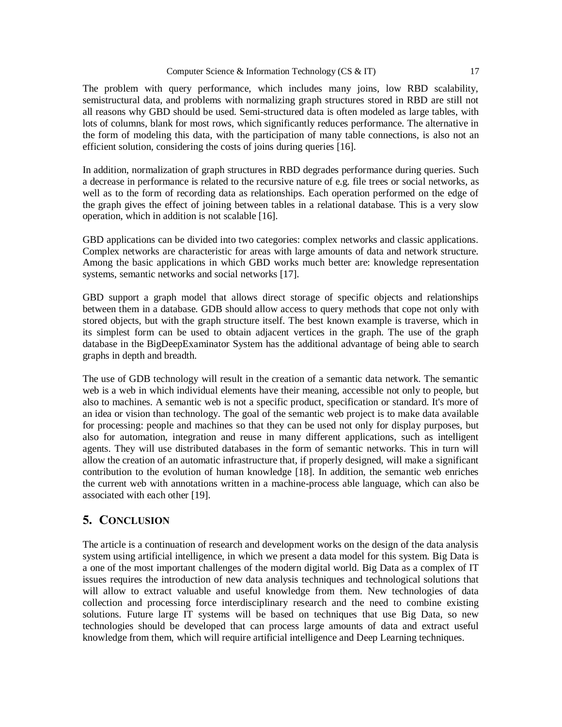The problem with query performance, which includes many joins, low RBD scalability, semistructural data, and problems with normalizing graph structures stored in RBD are still not all reasons why GBD should be used. Semi-structured data is often modeled as large tables, with lots of columns, blank for most rows, which significantly reduces performance. The alternative in the form of modeling this data, with the participation of many table connections, is also not an efficient solution, considering the costs of joins during queries [16].

In addition, normalization of graph structures in RBD degrades performance during queries. Such a decrease in performance is related to the recursive nature of e.g. file trees or social networks, as well as to the form of recording data as relationships. Each operation performed on the edge of the graph gives the effect of joining between tables in a relational database. This is a very slow operation, which in addition is not scalable [16].

GBD applications can be divided into two categories: complex networks and classic applications. Complex networks are characteristic for areas with large amounts of data and network structure. Among the basic applications in which GBD works much better are: knowledge representation systems, semantic networks and social networks [17].

GBD support a graph model that allows direct storage of specific objects and relationships between them in a database. GDB should allow access to query methods that cope not only with stored objects, but with the graph structure itself. The best known example is traverse, which in its simplest form can be used to obtain adjacent vertices in the graph. The use of the graph database in the BigDeepExaminator System has the additional advantage of being able to search graphs in depth and breadth.

The use of GDB technology will result in the creation of a semantic data network. The semantic web is a web in which individual elements have their meaning, accessible not only to people, but also to machines. A semantic web is not a specific product, specification or standard. It's more of an idea or vision than technology. The goal of the semantic web project is to make data available for processing: people and machines so that they can be used not only for display purposes, but also for automation, integration and reuse in many different applications, such as intelligent agents. They will use distributed databases in the form of semantic networks. This in turn will allow the creation of an automatic infrastructure that, if properly designed, will make a significant contribution to the evolution of human knowledge [18]. In addition, the semantic web enriches the current web with annotations written in a machine-process able language, which can also be associated with each other [19].

## 5. Conclusion

The article is a continuation of research and development works on the design of the data analysis system using artificial intelligence, in which we present a data model for this system. Big Data is a one of the most important challenges of the modern digital world. Big Data as a complex of IT issues requires the introduction of new data analysis techniques and technological solutions that will allow to extract valuable and useful knowledge from them. New technologies of data collection and processing force interdisciplinary research and the need to combine existing solutions. Future large IT systems will be based on techniques that use Big Data, so new technologies should be developed that can process large amounts of data and extract useful knowledge from them, which will require artificial intelligence and Deep Learning techniques.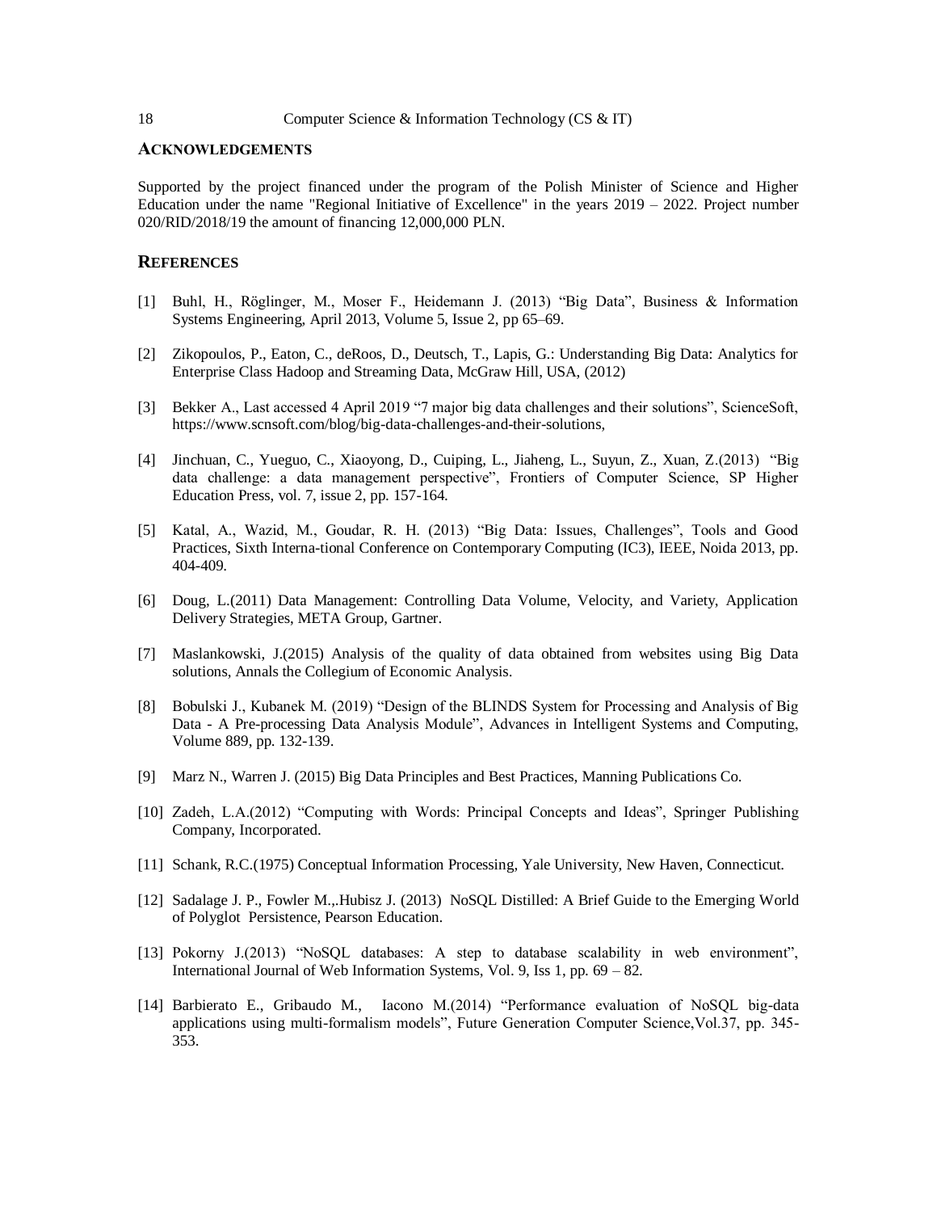## ACKNOWLEDGEMENTS

Supported by the project financed under the program of the Polish Minister of Science and Higher Education under the name "Regional Initiative of Excellence" in the years 2019 – 2022. Project number 020/RID/2018/19 the amount of financing 12,000,000 PLN.

## REFERENCES

[1] Buhl, H., Röglinger, M., Moser F., Heidemann J. (2013) "Big Data", Business & Information Systems Engineering, April 2013, Volume 5, Issue 2, pp 65–69.

[2] Zikopoulos, P., Eaton, C., deRoos, D., Deutsch, T., Lapis, G.: Understanding Big Data: Analytics for Enterprise Class Hadoop and Streaming Data, McGraw Hill, USA, (2012)

[3] Bekker A., Last accessed 4 April 2019 "7 major big data challenges and their solutions", ScienceSoft, https://www.scnsoft.com/blog/big-data-challenges-and-their-solutions,

[4] Jinchuan, C., Yueguo, C., Xiaoyong, D., Cuiping, L., Jiaheng, L., Suyun, Z., Xuan, Z.(2013) "Big data challenge: a data management perspective", Frontiers of Computer Science, SP Higher Education Press, vol. 7, issue 2, pp. 157-164.

[5] Katal, A., Wazid, M., Goudar, R. H. (2013) "Big Data: Issues, Challenges", Tools and Good Practices, Sixth Interna-tional Conference on Contemporary Computing (IC3), IEEE, Noida 2013, pp. 404-409.

[6] Doug, L.(2011) Data Management: Controlling Data Volume, Velocity, and Variety, Application Delivery Strategies, META Group, Gartner.

[7] Maslankowski, J.(2015) Analysis of the quality of data obtained from websites using Big Data solutions, Annals the Collegium of Economic Analysis.

[8] Bobulski J., Kubanek M. (2019) "Design of the BLINDS System for Processing and Analysis of Big Data - A Pre-processing Data Analysis Module", Advances in Intelligent Systems and Computing, Volume 889, pp. 132-139.

[9] Marz N., Warren J. (2015) Big Data Principles and Best Practices, Manning Publications Co.

[10] Zadeh, L.A.(2012) "Computing with Words: Principal Concepts and Ideas", Springer Publishing Company, Incorporated.

[11] Schank, R.C.(1975) Conceptual Information Processing, Yale University, New Haven, Connecticut.

[12] Sadalage J. P., Fowler M.,.Hubisz J. (2013) NoSQL Distilled: A Brief Guide to the Emerging World of Polyglot Persistence, Pearson Education.

[13] Pokorny J.(2013) "NoSQL databases: A step to database scalability in web environment", International Journal of Web Information Systems, Vol. 9, Iss 1, pp. 69 – 82.

[14] Barbierato E., Gribaudo M., Iacono M.(2014) "Performance evaluation of NoSQL big-data applications using multi-formalism models", Future Generation Computer Science,Vol.37, pp. 345-353.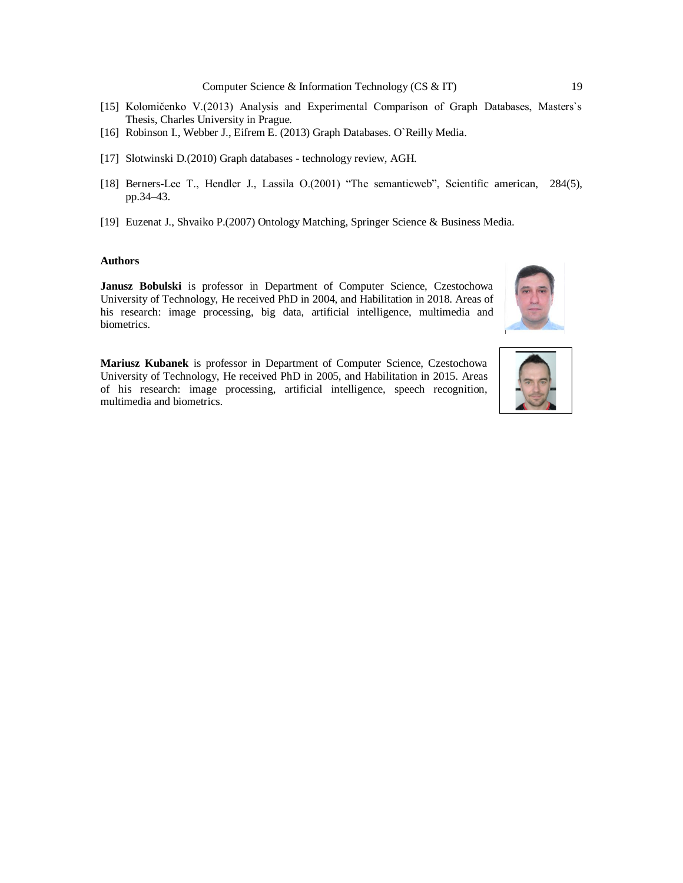[15] Kolomičenko V.(2013) Analysis and Experimental Comparison of Graph Databases, Masters`s Thesis, Charles University in Prague.

[16] Robinson I., Webber J., Eifrem E. (2013) Graph Databases. O`Reilly Media.

[17] Slotwinski D.(2010) Graph databases - technology review, AGH.

[18] Berners-Lee T., Hendler J., Lassila O.(2001) "The semanticweb", Scientific american, 284(5), pp.34–43.

[19] Euzenat J., Shvaiko P.(2007) Ontology Matching, Springer Science & Business Media.

**Authors**

**Janusz Bobulski** is professor in Department of Computer Science, Czestochowa University of Technology, He received PhD in 2004, and Habilitation in 2018. Areas of his research: image processing, big data, artificial intelligence, multimedia and biometrics.

**Mariusz Kubanek** is professor in Department of Computer Science, Czestochowa University of Technology, He received PhD in 2005, and Habilitation in 2015. Areas of his research: image processing, artificial intelligence, speech recognition, multimedia and biometrics.